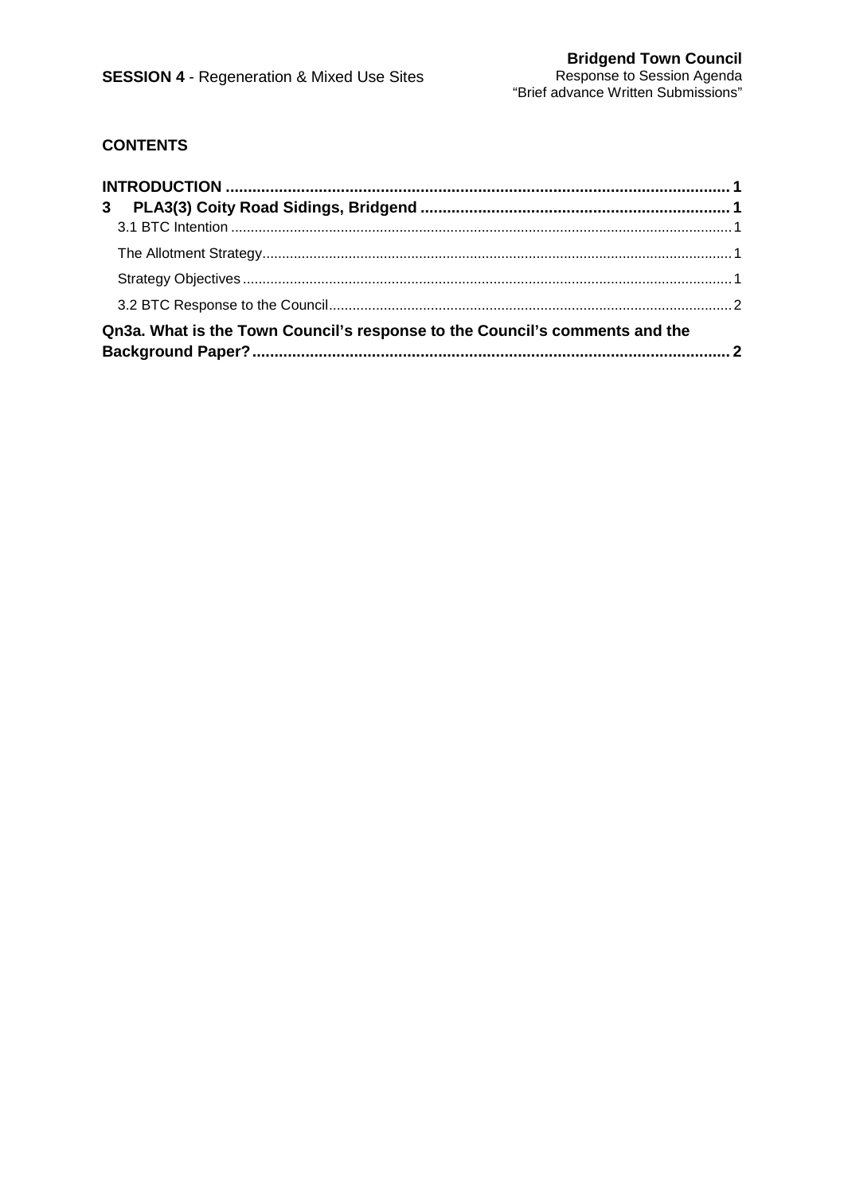## CONTENTS

**INTRODUCTION** .................................................................................................................. **1**

**3 PLA3(3) Coity Road Sidings, Bridgend** ...................................................................... **1**

3.1 BTC Intention ................................................................................................................ 1

The Allotment Strategy......................................................................................................... 1

Strategy Objectives ............................................................................................................... 1

3.2 BTC Response to the Council....................................................................................... 2

**Qn3a. What is the Town Council's response to the Council's comments and the Background Paper?** ............................................................................................................. **2**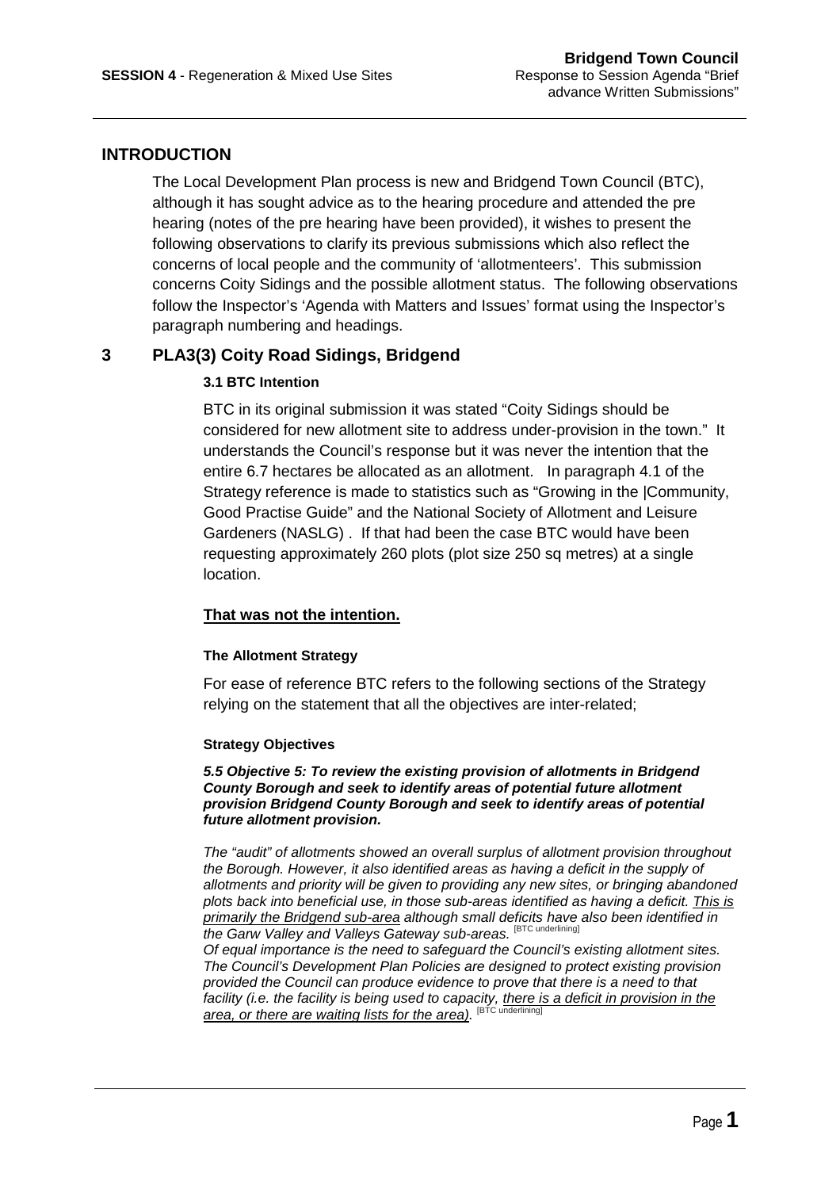## INTRODUCTION

The Local Development Plan process is new and Bridgend Town Council (BTC), although it has sought advice as to the hearing procedure and attended the pre hearing (notes of the pre hearing have been provided), it wishes to present the following observations to clarify its previous submissions which also reflect the concerns of local people and the community of 'allotmenteers'. This submission concerns Coity Sidings and the possible allotment status. The following observations follow the Inspector's 'Agenda with Matters and Issues' format using the Inspector's paragraph numbering and headings.

## 3 PLA3(3) Coity Road Sidings, Bridgend

### 3.1 BTC Intention

BTC in its original submission it was stated "Coity Sidings should be considered for new allotment site to address under-provision in the town." It understands the Council's response but it was never the intention that the entire 6.7 hectares be allocated as an allotment. In paragraph 4.1 of the Strategy reference is made to statistics such as "Growing in the |Community, Good Practise Guide" and the National Society of Allotment and Leisure Gardeners (NASLG) . If that had been the case BTC would have been requesting approximately 260 plots (plot size 250 sq metres) at a single location.

**<u>That was not the intention.</u>**

#### The Allotment Strategy

For ease of reference BTC refers to the following sections of the Strategy relying on the statement that all the objectives are inter-related;

#### Strategy Objectives

***5.5 Objective 5: To review the existing provision of allotments in Bridgend County Borough and seek to identify areas of potential future allotment provision Bridgend County Borough and seek to identify areas of potential future allotment provision.***

*The "audit" of allotments showed an overall surplus of allotment provision throughout the Borough. However, it also identified areas as having a deficit in the supply of allotments and priority will be given to providing any new sites, or bringing abandoned plots back into beneficial use, in those sub-areas identified as having a deficit. <u>This is primarily the Bridgend sub-area</u> although small deficits have also been identified in the Garw Valley and Valleys Gateway sub-areas.* [BTC underlining]

*Of equal importance is the need to safeguard the Council's existing allotment sites. The Council's Development Plan Policies are designed to protect existing provision provided the Council can produce evidence to prove that there is a need to that facility (i.e. the facility is being used to capacity, <u>there is a deficit in provision in the area, or there are waiting lists for the area)</u>.* [BTC underlining]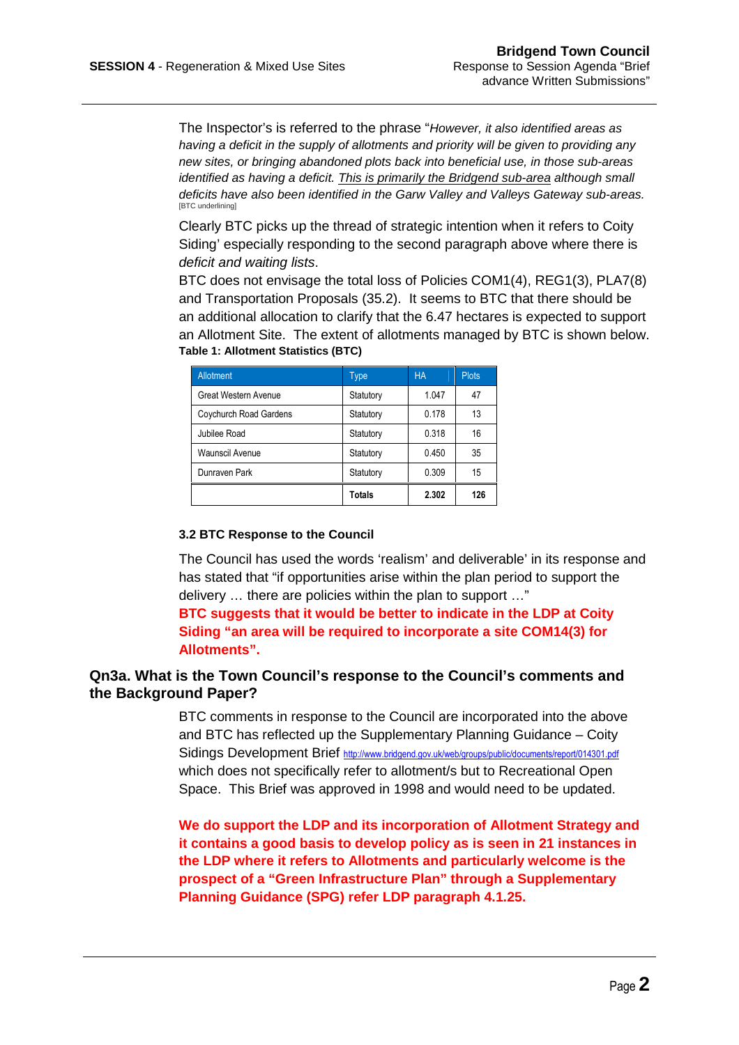The Inspector's is referred to the phrase "*However, it also identified areas as having a deficit in the supply of allotments and priority will be given to providing any new sites, or bringing abandoned plots back into beneficial use, in those sub-areas identified as having a deficit. <u>This is primarily the Bridgend sub-area</u> although small deficits have also been identified in the Garw Valley and Valleys Gateway sub-areas.* [BTC underlining]

Clearly BTC picks up the thread of strategic intention when it refers to Coity Siding' especially responding to the second paragraph above where there is *deficit and waiting lists*.

BTC does not envisage the total loss of Policies COM1(4), REG1(3), PLA7(8) and Transportation Proposals (35.2). It seems to BTC that there should be an additional allocation to clarify that the 6.47 hectares is expected to support an Allotment Site. The extent of allotments managed by BTC is shown below.

**Table 1: Allotment Statistics (BTC)**

| Allotment | Type | HA | Plots |
|---|---|---|---|
| Great Western Avenue | Statutory | 1.047 | 47 |
| Coychurch Road Gardens | Statutory | 0.178 | 13 |
| Jubilee Road | Statutory | 0.318 | 16 |
| Waunscil Avenue | Statutory | 0.450 | 35 |
| Dunraven Park | Statutory | 0.309 | 15 |
| | **Totals** | **2.302** | **126** |

### 3.2 BTC Response to the Council

The Council has used the words 'realism' and deliverable' in its response and has stated that "if opportunities arise within the plan period to support the delivery … there are policies within the plan to support …"

**BTC suggests that it would be better to indicate in the LDP at Coity Siding "an area will be required to incorporate a site COM14(3) for Allotments".**

## Qn3a. What is the Town Council's response to the Council's comments and the Background Paper?

BTC comments in response to the Council are incorporated into the above and BTC has reflected up the Supplementary Planning Guidance – Coity Sidings Development Brief http://www.bridgend.gov.uk/web/groups/public/documents/report/014301.pdf which does not specifically refer to allotment/s but to Recreational Open Space. This Brief was approved in 1998 and would need to be updated.

**We do support the LDP and its incorporation of Allotment Strategy and it contains a good basis to develop policy as is seen in 21 instances in the LDP where it refers to Allotments and particularly welcome is the prospect of a "Green Infrastructure Plan" through a Supplementary Planning Guidance (SPG) refer LDP paragraph 4.1.25.**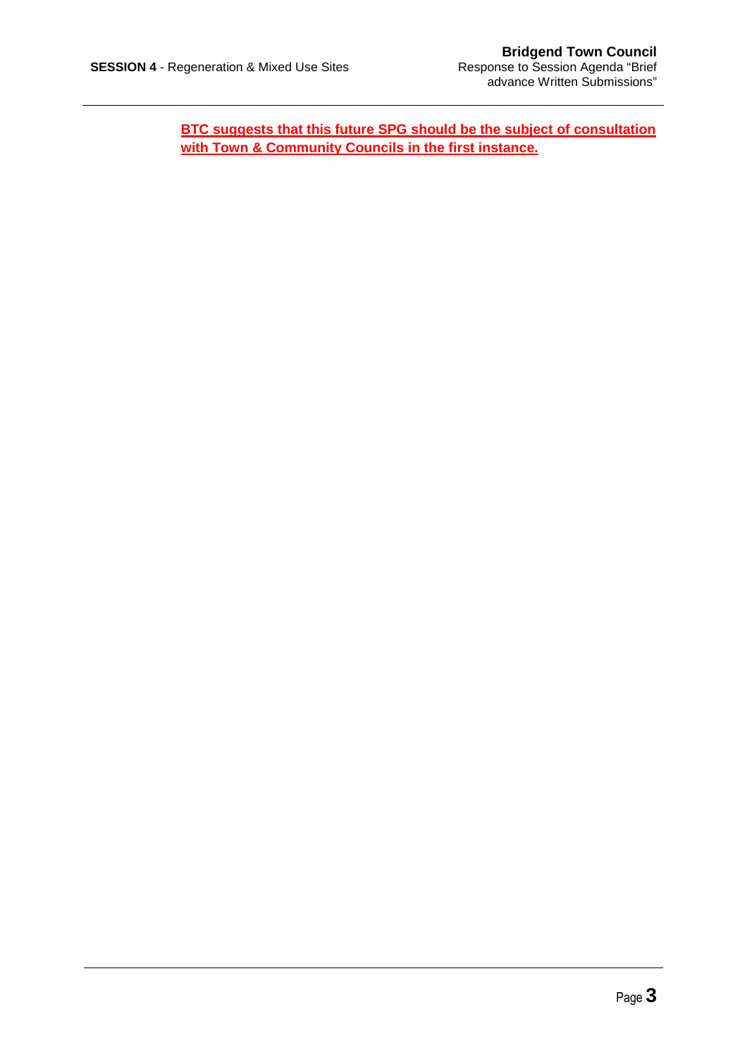**BTC suggests that this future SPG should be the subject of consultation with Town & Community Councils in the first instance.**